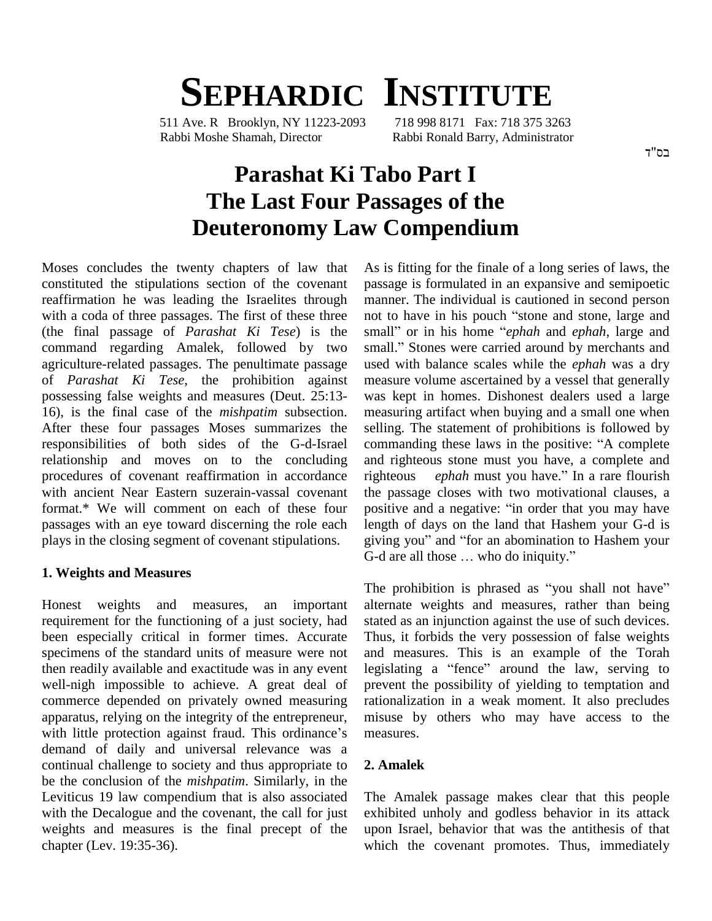# SEPHARDIC INSTITUTE

511 Ave. R Brooklyn, NY 11223-2093 718 998 8171 Fax: 718 375 3263
Rabbi Moshe Shamah, Director Rabbi Ronald Barry, Administrator

בס"ד

# Parashat Ki Tabo Part I
# The Last Four Passages of the Deuteronomy Law Compendium

Moses concludes the twenty chapters of law that constituted the stipulations section of the covenant reaffirmation he was leading the Israelites through with a coda of three passages. The first of these three (the final passage of *Parashat Ki Tese*) is the command regarding Amalek, followed by two agriculture-related passages. The penultimate passage of *Parashat Ki Tese*, the prohibition against possessing false weights and measures (Deut. 25:13-16), is the final case of the *mishpatim* subsection. After these four passages Moses summarizes the responsibilities of both sides of the G-d-Israel relationship and moves on to the concluding procedures of covenant reaffirmation in accordance with ancient Near Eastern suzerain-vassal covenant format.* We will comment on each of these four passages with an eye toward discerning the role each plays in the closing segment of covenant stipulations.

## 1. Weights and Measures

Honest weights and measures, an important requirement for the functioning of a just society, had been especially critical in former times. Accurate specimens of the standard units of measure were not then readily available and exactitude was in any event well-nigh impossible to achieve. A great deal of commerce depended on privately owned measuring apparatus, relying on the integrity of the entrepreneur, with little protection against fraud. This ordinance's demand of daily and universal relevance was a continual challenge to society and thus appropriate to be the conclusion of the *mishpatim*. Similarly, in the Leviticus 19 law compendium that is also associated with the Decalogue and the covenant, the call for just weights and measures is the final precept of the chapter (Lev. 19:35-36).

As is fitting for the finale of a long series of laws, the passage is formulated in an expansive and semipoetic manner. The individual is cautioned in second person not to have in his pouch "stone and stone, large and small" or in his home "*ephah* and *ephah*, large and small." Stones were carried around by merchants and used with balance scales while the *ephah* was a dry measure volume ascertained by a vessel that generally was kept in homes. Dishonest dealers used a large measuring artifact when buying and a small one when selling. The statement of prohibitions is followed by commanding these laws in the positive: "A complete and righteous stone must you have, a complete and righteous *ephah* must you have." In a rare flourish the passage closes with two motivational clauses, a positive and a negative: "in order that you may have length of days on the land that Hashem your G-d is giving you" and "for an abomination to Hashem your G-d are all those … who do iniquity."

The prohibition is phrased as "you shall not have" alternate weights and measures, rather than being stated as an injunction against the use of such devices. Thus, it forbids the very possession of false weights and measures. This is an example of the Torah legislating a "fence" around the law, serving to prevent the possibility of yielding to temptation and rationalization in a weak moment. It also precludes misuse by others who may have access to the measures.

## 2. Amalek

The Amalek passage makes clear that this people exhibited unholy and godless behavior in its attack upon Israel, behavior that was the antithesis of that which the covenant promotes. Thus, immediately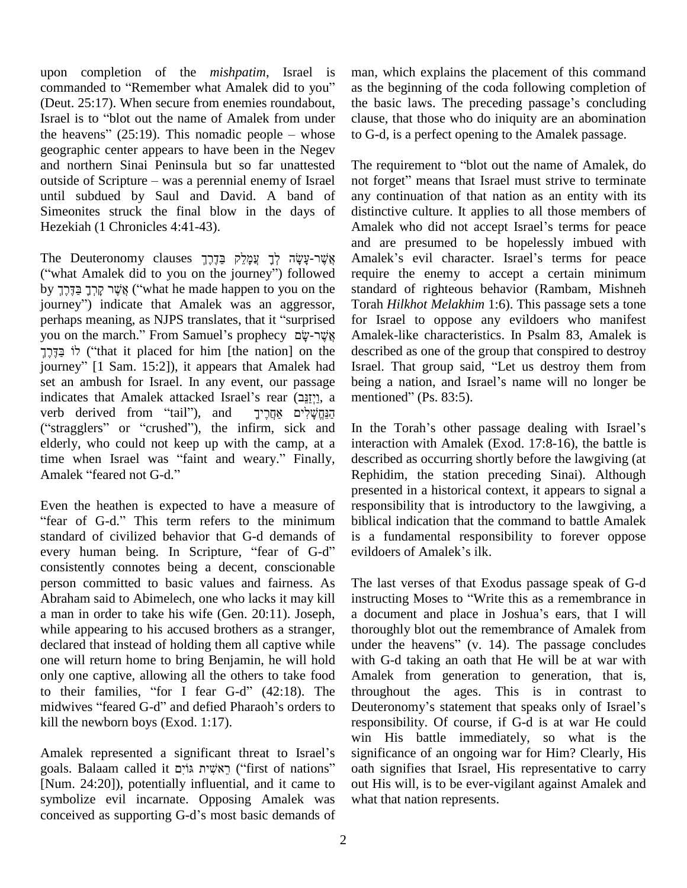upon completion of the *mishpatim*, Israel is commanded to "Remember what Amalek did to you" (Deut. 25:17). When secure from enemies roundabout, Israel is to "blot out the name of Amalek from under the heavens" (25:19). This nomadic people – whose geographic center appears to have been in the Negev and northern Sinai Peninsula but so far unattested outside of Scripture – was a perennial enemy of Israel until subdued by Saul and David. A band of Simeonites struck the final blow in the days of Hezekiah (1 Chronicles 4:41-43).

The Deuteronomy clauses אֲשֶׁר-עָשָׂה לְךָ עֲמָלֵק בַּדֶּרֶךְ ("what Amalek did to you on the journey") followed by אֲשֶׁר קָרְךָ בַּדֶּרֶךְ ("what he made happen to you on the journey") indicate that Amalek was an aggressor, perhaps meaning, as NJPS translates, that it "surprised you on the march." From Samuel's prophecy אֲשֶׁר-שָׂם לוֹ בַּדֶּרֶךְ ("that it placed for him [the nation] on the journey" [1 Sam. 15:2]), it appears that Amalek had set an ambush for Israel. In any event, our passage indicates that Amalek attacked Israel's rear (וַיְזַנֵּב, a verb derived from "tail"), and הַנֶּחֱשָׁלִים אַחֲרֶיךָ ("stragglers" or "crushed"), the infirm, sick and elderly, who could not keep up with the camp, at a time when Israel was "faint and weary." Finally, Amalek "feared not G-d."

Even the heathen is expected to have a measure of "fear of G-d." This term refers to the minimum standard of civilized behavior that G-d demands of every human being. In Scripture, "fear of G-d" consistently connotes being a decent, conscionable person committed to basic values and fairness. As Abraham said to Abimelech, one who lacks it may kill a man in order to take his wife (Gen. 20:11). Joseph, while appearing to his accused brothers as a stranger, declared that instead of holding them all captive while one will return home to bring Benjamin, he will hold only one captive, allowing all the others to take food to their families, "for I fear G-d" (42:18). The midwives "feared G-d" and defied Pharaoh's orders to kill the newborn boys (Exod. 1:17).

Amalek represented a significant threat to Israel's goals. Balaam called it רֵאשִׁית גּוֹיִם ("first of nations" [Num. 24:20]), potentially influential, and it came to symbolize evil incarnate. Opposing Amalek was conceived as supporting G-d's most basic demands of man, which explains the placement of this command as the beginning of the coda following completion of the basic laws. The preceding passage's concluding clause, that those who do iniquity are an abomination to G-d, is a perfect opening to the Amalek passage.

The requirement to "blot out the name of Amalek, do not forget" means that Israel must strive to terminate any continuation of that nation as an entity with its distinctive culture. It applies to all those members of Amalek who did not accept Israel's terms for peace and are presumed to be hopelessly imbued with Amalek's evil character. Israel's terms for peace require the enemy to accept a certain minimum standard of righteous behavior (Rambam, Mishneh Torah *Hilkhot Melakhim* 1:6). This passage sets a tone for Israel to oppose any evildoers who manifest Amalek-like characteristics. In Psalm 83, Amalek is described as one of the group that conspired to destroy Israel. That group said, "Let us destroy them from being a nation, and Israel's name will no longer be mentioned" (Ps. 83:5).

In the Torah's other passage dealing with Israel's interaction with Amalek (Exod. 17:8-16), the battle is described as occurring shortly before the lawgiving (at Rephidim, the station preceding Sinai). Although presented in a historical context, it appears to signal a responsibility that is introductory to the lawgiving, a biblical indication that the command to battle Amalek is a fundamental responsibility to forever oppose evildoers of Amalek's ilk.

The last verses of that Exodus passage speak of G-d instructing Moses to "Write this as a remembrance in a document and place in Joshua's ears, that I will thoroughly blot out the remembrance of Amalek from under the heavens" (v. 14). The passage concludes with G-d taking an oath that He will be at war with Amalek from generation to generation, that is, throughout the ages. This is in contrast to Deuteronomy's statement that speaks only of Israel's responsibility. Of course, if G-d is at war He could win His battle immediately, so what is the significance of an ongoing war for Him? Clearly, His oath signifies that Israel, His representative to carry out His will, is to be ever-vigilant against Amalek and what that nation represents.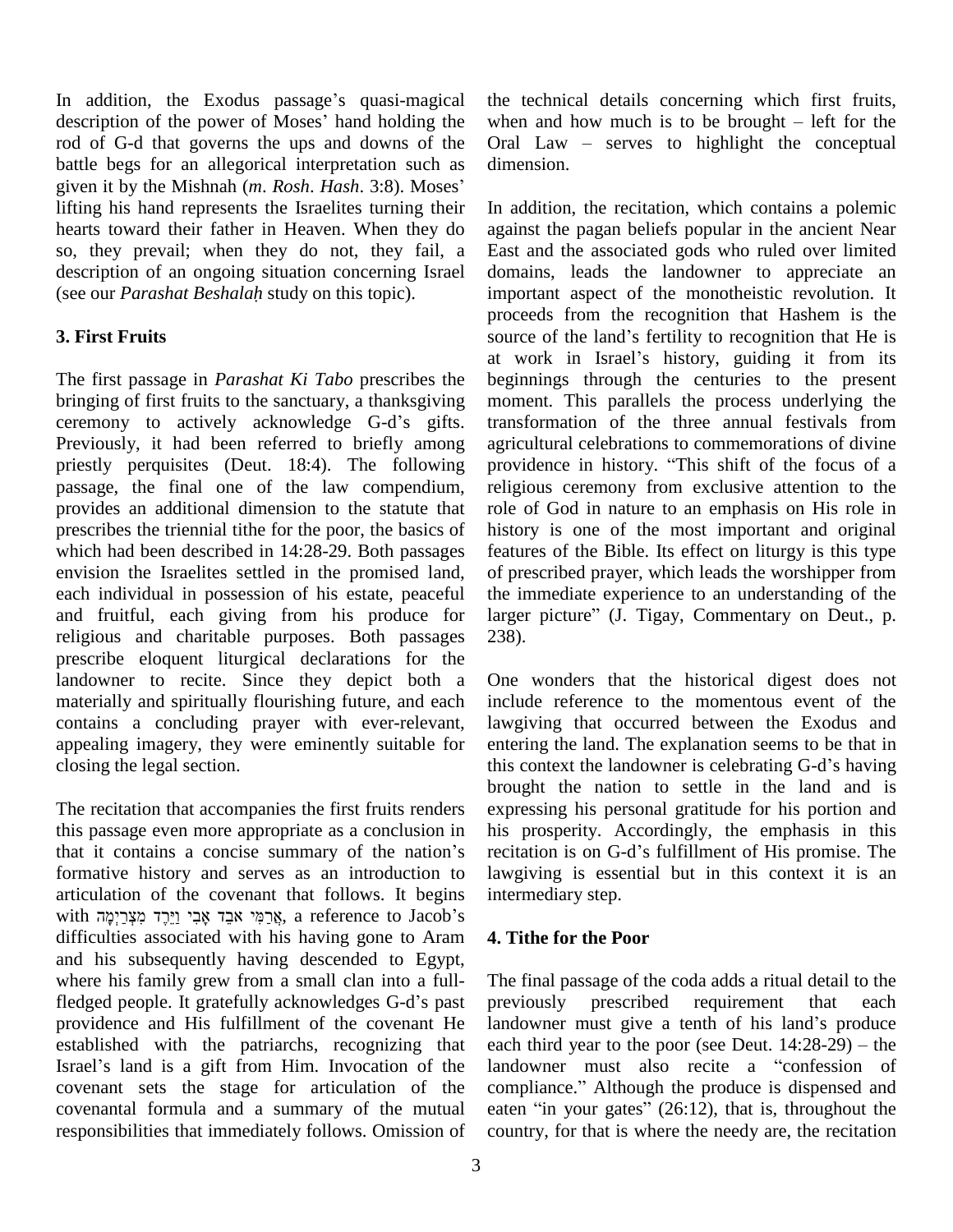In addition, the Exodus passage's quasi-magical description of the power of Moses' hand holding the rod of G-d that governs the ups and downs of the battle begs for an allegorical interpretation such as given it by the Mishnah (*m. Rosh. Hash.* 3:8). Moses' lifting his hand represents the Israelites turning their hearts toward their father in Heaven. When they do so, they prevail; when they do not, they fail, a description of an ongoing situation concerning Israel (see our *Parashat Beshalaḥ* study on this topic).

### 3. First Fruits

The first passage in *Parashat Ki Tabo* prescribes the bringing of first fruits to the sanctuary, a thanksgiving ceremony to actively acknowledge G-d's gifts. Previously, it had been referred to briefly among priestly perquisites (Deut. 18:4). The following passage, the final one of the law compendium, provides an additional dimension to the statute that prescribes the triennial tithe for the poor, the basics of which had been described in 14:28-29. Both passages envision the Israelites settled in the promised land, each individual in possession of his estate, peaceful and fruitful, each giving from his produce for religious and charitable purposes. Both passages prescribe eloquent liturgical declarations for the landowner to recite. Since they depict both a materially and spiritually flourishing future, and each contains a concluding prayer with ever-relevant, appealing imagery, they were eminently suitable for closing the legal section.

The recitation that accompanies the first fruits renders this passage even more appropriate as a conclusion in that it contains a concise summary of the nation's formative history and serves as an introduction to articulation of the covenant that follows. It begins with אֲרַמִּי אֹבֵד אָבִי וַיֵּרֶד מִצְרַיְמָה, a reference to Jacob's difficulties associated with his having gone to Aram and his subsequently having descended to Egypt, where his family grew from a small clan into a full-fledged people. It gratefully acknowledges G-d's past providence and His fulfillment of the covenant He established with the patriarchs, recognizing that Israel's land is a gift from Him. Invocation of the covenant sets the stage for articulation of the covenantal formula and a summary of the mutual responsibilities that immediately follows. Omission of the technical details concerning which first fruits, when and how much is to be brought – left for the Oral Law – serves to highlight the conceptual dimension.

In addition, the recitation, which contains a polemic against the pagan beliefs popular in the ancient Near East and the associated gods who ruled over limited domains, leads the landowner to appreciate an important aspect of the monotheistic revolution. It proceeds from the recognition that Hashem is the source of the land's fertility to recognition that He is at work in Israel's history, guiding it from its beginnings through the centuries to the present moment. This parallels the process underlying the transformation of the three annual festivals from agricultural celebrations to commemorations of divine providence in history. "This shift of the focus of a religious ceremony from exclusive attention to the role of God in nature to an emphasis on His role in history is one of the most important and original features of the Bible. Its effect on liturgy is this type of prescribed prayer, which leads the worshipper from the immediate experience to an understanding of the larger picture" (J. Tigay, Commentary on Deut., p. 238).

One wonders that the historical digest does not include reference to the momentous event of the lawgiving that occurred between the Exodus and entering the land. The explanation seems to be that in this context the landowner is celebrating G-d's having brought the nation to settle in the land and is expressing his personal gratitude for his portion and his prosperity. Accordingly, the emphasis in this recitation is on G-d's fulfillment of His promise. The lawgiving is essential but in this context it is an intermediary step.

### 4. Tithe for the Poor

The final passage of the coda adds a ritual detail to the previously prescribed requirement that each landowner must give a tenth of his land's produce each third year to the poor (see Deut. 14:28-29) – the landowner must also recite a "confession of compliance." Although the produce is dispensed and eaten "in your gates" (26:12), that is, throughout the country, for that is where the needy are, the recitation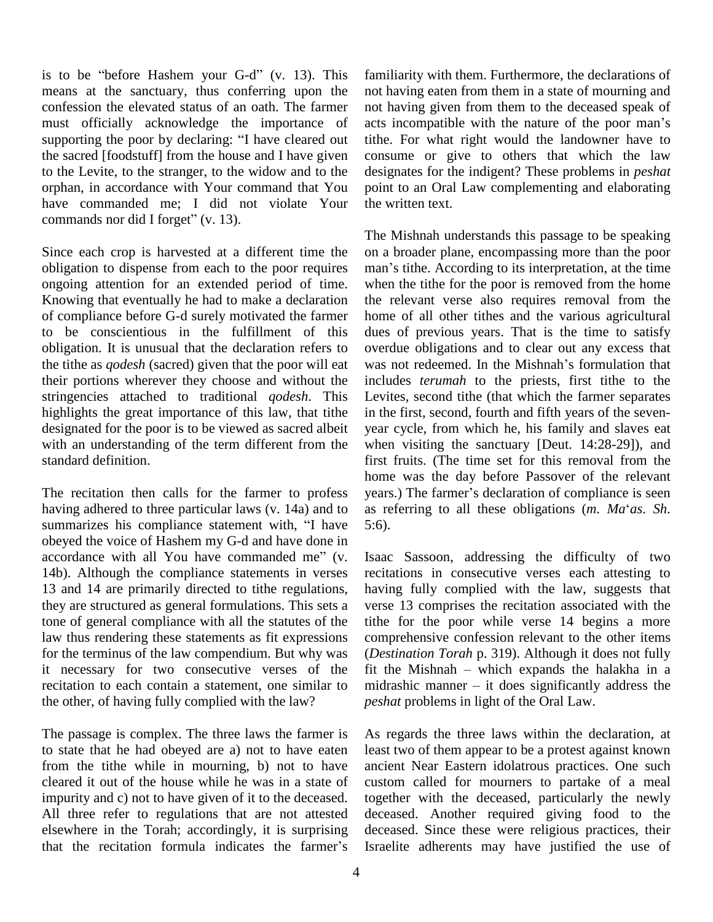is to be "before Hashem your G-d" (v. 13). This means at the sanctuary, thus conferring upon the confession the elevated status of an oath. The farmer must officially acknowledge the importance of supporting the poor by declaring: "I have cleared out the sacred [foodstuff] from the house and I have given to the Levite, to the stranger, to the widow and to the orphan, in accordance with Your command that You have commanded me; I did not violate Your commands nor did I forget" (v. 13).

Since each crop is harvested at a different time the obligation to dispense from each to the poor requires ongoing attention for an extended period of time. Knowing that eventually he had to make a declaration of compliance before G-d surely motivated the farmer to be conscientious in the fulfillment of this obligation. It is unusual that the declaration refers to the tithe as *qodesh* (sacred) given that the poor will eat their portions wherever they choose and without the stringencies attached to traditional *qodesh*. This highlights the great importance of this law, that tithe designated for the poor is to be viewed as sacred albeit with an understanding of the term different from the standard definition.

The recitation then calls for the farmer to profess having adhered to three particular laws (v. 14a) and to summarizes his compliance statement with, "I have obeyed the voice of Hashem my G-d and have done in accordance with all You have commanded me" (v. 14b). Although the compliance statements in verses 13 and 14 are primarily directed to tithe regulations, they are structured as general formulations. This sets a tone of general compliance with all the statutes of the law thus rendering these statements as fit expressions for the terminus of the law compendium. But why was it necessary for two consecutive verses of the recitation to each contain a statement, one similar to the other, of having fully complied with the law?

The passage is complex. The three laws the farmer is to state that he had obeyed are a) not to have eaten from the tithe while in mourning, b) not to have cleared it out of the house while he was in a state of impurity and c) not to have given of it to the deceased. All three refer to regulations that are not attested elsewhere in the Torah; accordingly, it is surprising that the recitation formula indicates the farmer's familiarity with them. Furthermore, the declarations of not having eaten from them in a state of mourning and not having given from them to the deceased speak of acts incompatible with the nature of the poor man's tithe. For what right would the landowner have to consume or give to others that which the law designates for the indigent? These problems in *peshat* point to an Oral Law complementing and elaborating the written text.

The Mishnah understands this passage to be speaking on a broader plane, encompassing more than the poor man's tithe. According to its interpretation, at the time when the tithe for the poor is removed from the home the relevant verse also requires removal from the home of all other tithes and the various agricultural dues of previous years. That is the time to satisfy overdue obligations and to clear out any excess that was not redeemed. In the Mishnah's formulation that includes *terumah* to the priests, first tithe to the Levites, second tithe (that which the farmer separates in the first, second, fourth and fifth years of the seven-year cycle, from which he, his family and slaves eat when visiting the sanctuary [Deut. 14:28-29]), and first fruits. (The time set for this removal from the home was the day before Passover of the relevant years.) The farmer's declaration of compliance is seen as referring to all these obligations (*m. Ma*'*as. Sh.* 5:6).

Isaac Sassoon, addressing the difficulty of two recitations in consecutive verses each attesting to having fully complied with the law, suggests that verse 13 comprises the recitation associated with the tithe for the poor while verse 14 begins a more comprehensive confession relevant to the other items (*Destination Torah* p. 319). Although it does not fully fit the Mishnah – which expands the halakha in a midrashic manner – it does significantly address the *peshat* problems in light of the Oral Law.

As regards the three laws within the declaration, at least two of them appear to be a protest against known ancient Near Eastern idolatrous practices. One such custom called for mourners to partake of a meal together with the deceased, particularly the newly deceased. Another required giving food to the deceased. Since these were religious practices, their Israelite adherents may have justified the use of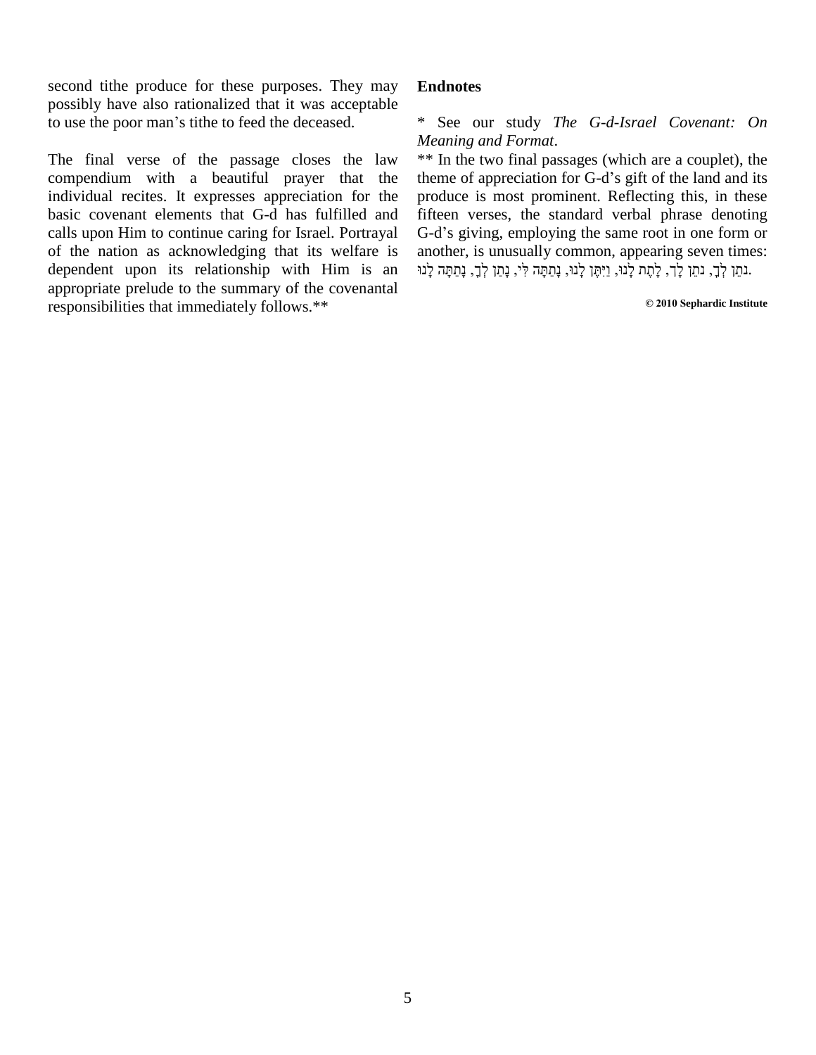second tithe produce for these purposes. They may possibly have also rationalized that it was acceptable to use the poor man's tithe to feed the deceased.

The final verse of the passage closes the law compendium with a beautiful prayer that the individual recites. It expresses appreciation for the basic covenant elements that G-d has fulfilled and calls upon Him to continue caring for Israel. Portrayal of the nation as acknowledging that its welfare is dependent upon its relationship with Him is an appropriate prelude to the summary of the covenantal responsibilities that immediately follows.**

**Endnotes**

* See our study *The G-d-Israel Covenant: On Meaning and Format*.

** In the two final passages (which are a couplet), the theme of appreciation for G-d's gift of the land and its produce is most prominent. Reflecting this, in these fifteen verses, the standard verbal phrase denoting G-d's giving, employing the same root in one form or another, is unusually common, appearing seven times: נֹתֵן לְךָ, נֹתֵן לָךְ, לָתֶת לָנוּ, וַיִּתֶּן לָנוּ, נָתַתָּה לִּי, נָתַן לְךָ, נָתַתָּה לָנוּ.

© 2010 Sephardic Institute